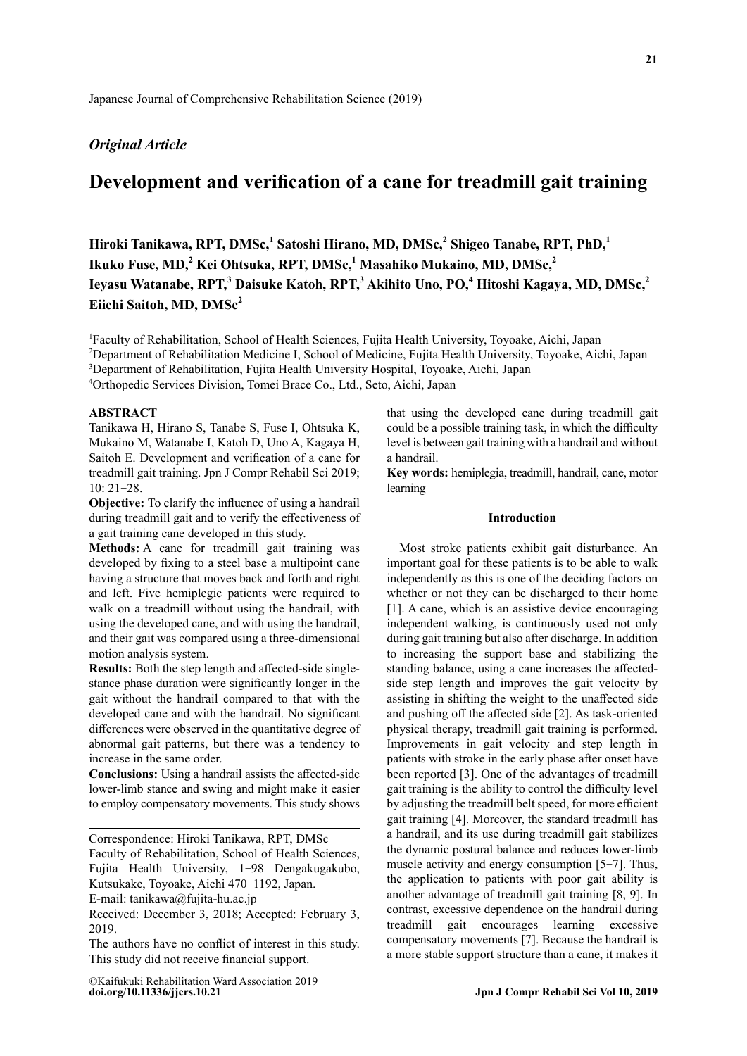Japanese Journal of Comprehensive Rehabilitation Science (2019)

*Original Article*

# Development and verification of a cane for treadmill gait training

**Hiroki Tanikawa, RPT, DMSc,[1] Satoshi Hirano, MD, DMSc,[2] Shigeo Tanabe, RPT, PhD,[1] Ikuko Fuse, MD,[2] Kei Ohtsuka, RPT, DMSc,[1] Masahiko Mukaino, MD, DMSc,[2] Ieyasu Watanabe, RPT,[3] Daisuke Katoh, RPT,[3] Akihito Uno, PO,[4] Hitoshi Kagaya, MD, DMSc,[2] Eiichi Saitoh, MD, DMSc[2]**

[1]Faculty of Rehabilitation, School of Health Sciences, Fujita Health University, Toyoake, Aichi, Japan
[2]Department of Rehabilitation Medicine I, School of Medicine, Fujita Health University, Toyoake, Aichi, Japan
[3]Department of Rehabilitation, Fujita Health University Hospital, Toyoake, Aichi, Japan
[4]Orthopedic Services Division, Tomei Brace Co., Ltd., Seto, Aichi, Japan

## ABSTRACT

Tanikawa H, Hirano S, Tanabe S, Fuse I, Ohtsuka K, Mukaino M, Watanabe I, Katoh D, Uno A, Kagaya H, Saitoh E. Development and verification of a cane for treadmill gait training. Jpn J Compr Rehabil Sci 2019; 10: 21−28.

**Objective:** To clarify the influence of using a handrail during treadmill gait and to verify the effectiveness of a gait training cane developed in this study.

**Methods:** A cane for treadmill gait training was developed by fixing to a steel base a multipoint cane having a structure that moves back and forth and right and left. Five hemiplegic patients were required to walk on a treadmill without using the handrail, with using the developed cane, and with using the handrail, and their gait was compared using a three-dimensional motion analysis system.

**Results:** Both the step length and affected-side single-stance phase duration were significantly longer in the gait without the handrail compared to that with the developed cane and with the handrail. No significant differences were observed in the quantitative degree of abnormal gait patterns, but there was a tendency to increase in the same order.

**Conclusions:** Using a handrail assists the affected-side lower-limb stance and swing and might make it easier to employ compensatory movements. This study shows that using the developed cane during treadmill gait could be a possible training task, in which the difficulty level is between gait training with a handrail and without a handrail.

**Key words:** hemiplegia, treadmill, handrail, cane, motor learning

Correspondence: Hiroki Tanikawa, RPT, DMSc
Faculty of Rehabilitation, School of Health Sciences, Fujita Health University, 1−98 Dengakugakubo, Kutsukake, Toyoake, Aichi 470−1192, Japan.
E-mail: tanikawa@fujita-hu.ac.jp
Received: December 3, 2018; Accepted: February 3, 2019.
The authors have no conflict of interest in this study. This study did not receive financial support.

©Kaifukuki Rehabilitation Ward Association 2019
**doi.org/10.11336/jjcrs.10.21**

## Introduction

Most stroke patients exhibit gait disturbance. An important goal for these patients is to be able to walk independently as this is one of the deciding factors on whether or not they can be discharged to their home [1]. A cane, which is an assistive device encouraging independent walking, is continuously used not only during gait training but also after discharge. In addition to increasing the support base and stabilizing the standing balance, using a cane increases the affected-side step length and improves the gait velocity by assisting in shifting the weight to the unaffected side and pushing off the affected side [2]. As task-oriented physical therapy, treadmill gait training is performed. Improvements in gait velocity and step length in patients with stroke in the early phase after onset have been reported [3]. One of the advantages of treadmill gait training is the ability to control the difficulty level by adjusting the treadmill belt speed, for more efficient gait training [4]. Moreover, the standard treadmill has a handrail, and its use during treadmill gait stabilizes the dynamic postural balance and reduces lower-limb muscle activity and energy consumption [5−7]. Thus, the application to patients with poor gait ability is another advantage of treadmill gait training [8, 9]. In contrast, excessive dependence on the handrail during treadmill gait encourages learning excessive compensatory movements [7]. Because the handrail is a more stable support structure than a cane, it makes it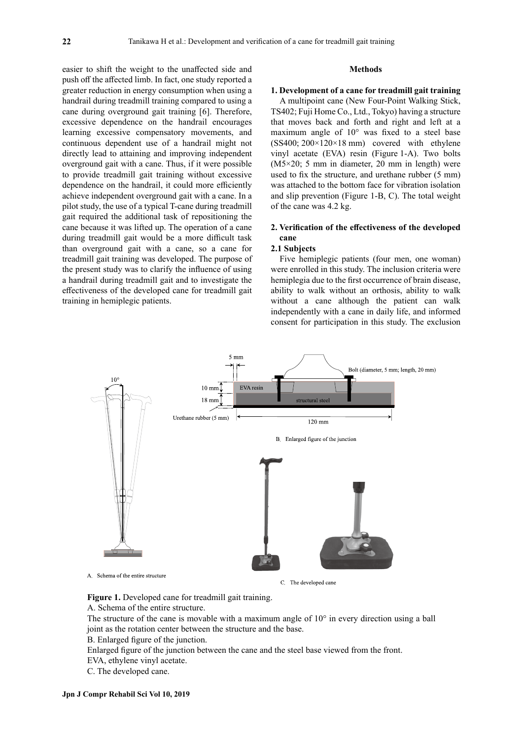easier to shift the weight to the unaffected side and push off the affected limb. In fact, one study reported a greater reduction in energy consumption when using a handrail during treadmill training compared to using a cane during overground gait training [6]. Therefore, excessive dependence on the handrail encourages learning excessive compensatory movements, and continuous dependent use of a handrail might not directly lead to attaining and improving independent overground gait with a cane. Thus, if it were possible to provide treadmill gait training without excessive dependence on the handrail, it could more efficiently achieve independent overground gait with a cane. In a pilot study, the use of a typical T-cane during treadmill gait required the additional task of repositioning the cane because it was lifted up. The operation of a cane during treadmill gait would be a more difficult task than overground gait with a cane, so a cane for treadmill gait training was developed. The purpose of the present study was to clarify the influence of using a handrail during treadmill gait and to investigate the effectiveness of the developed cane for treadmill gait training in hemiplegic patients.

## Methods

### 1. Development of a cane for treadmill gait training

A multipoint cane (New Four-Point Walking Stick, TS402; Fuji Home Co., Ltd., Tokyo) having a structure that moves back and forth and right and left at a maximum angle of 10° was fixed to a steel base (SS400; 200×120×18 mm) covered with ethylene vinyl acetate (EVA) resin (Figure 1-A). Two bolts (M5×20; 5 mm in diameter, 20 mm in length) were used to fix the structure, and urethane rubber (5 mm) was attached to the bottom face for vibration isolation and slip prevention (Figure 1-B, C). The total weight of the cane was 4.2 kg.

### 2. Verification of the effectiveness of the developed cane

#### 2.1 Subjects

Five hemiplegic patients (four men, one woman) were enrolled in this study. The inclusion criteria were hemiplegia due to the first occurrence of brain disease, ability to walk without an orthosis, ability to walk without a cane although the patient can walk independently with a cane in daily life, and informed consent for participation in this study. The exclusion

**Figure 1.** Developed cane for treadmill gait training.

A. Schema of the entire structure.

The structure of the cane is movable with a maximum angle of 10° in every direction using a ball joint as the rotation center between the structure and the base.

B. Enlarged figure of the junction.

Enlarged figure of the junction between the cane and the steel base viewed from the front.

EVA, ethylene vinyl acetate.

C. The developed cane.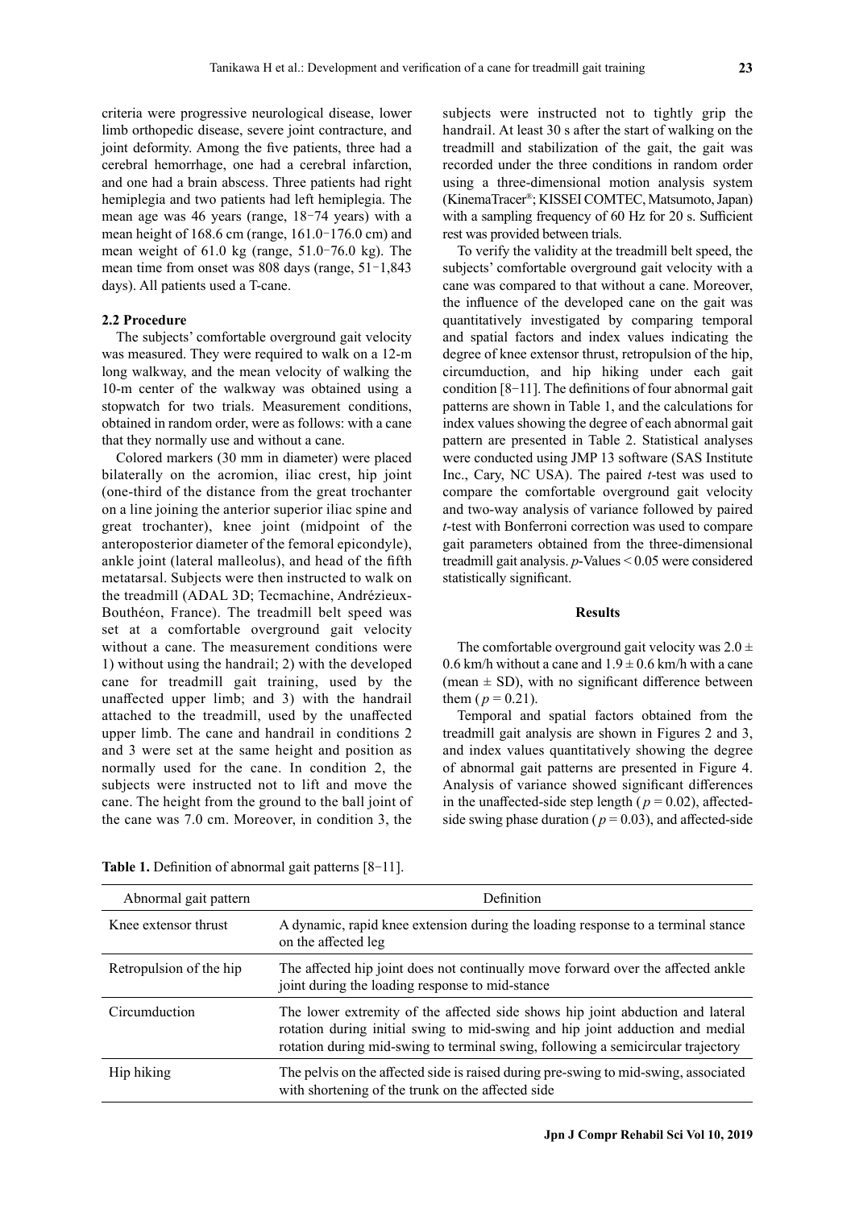criteria were progressive neurological disease, lower limb orthopedic disease, severe joint contracture, and joint deformity. Among the five patients, three had a cerebral hemorrhage, one had a cerebral infarction, and one had a brain abscess. Three patients had right hemiplegia and two patients had left hemiplegia. The mean age was 46 years (range, 18−74 years) with a mean height of 168.6 cm (range, 161.0−176.0 cm) and mean weight of 61.0 kg (range, 51.0−76.0 kg). The mean time from onset was 808 days (range, 51−1,843 days). All patients used a T-cane.

### 2.2 Procedure

The subjects' comfortable overground gait velocity was measured. They were required to walk on a 12-m long walkway, and the mean velocity of walking the 10-m center of the walkway was obtained using a stopwatch for two trials. Measurement conditions, obtained in random order, were as follows: with a cane that they normally use and without a cane.

Colored markers (30 mm in diameter) were placed bilaterally on the acromion, iliac crest, hip joint (one-third of the distance from the great trochanter on a line joining the anterior superior iliac spine and great trochanter), knee joint (midpoint of the anteroposterior diameter of the femoral epicondyle), ankle joint (lateral malleolus), and head of the fifth metatarsal. Subjects were then instructed to walk on the treadmill (ADAL 3D; Tecmachine, Andrézieux-Bouthéon, France). The treadmill belt speed was set at a comfortable overground gait velocity without a cane. The measurement conditions were 1) without using the handrail; 2) with the developed cane for treadmill gait training, used by the unaffected upper limb; and 3) with the handrail attached to the treadmill, used by the unaffected upper limb. The cane and handrail in conditions 2 and 3 were set at the same height and position as normally used for the cane. In condition 2, the subjects were instructed not to lift and move the cane. The height from the ground to the ball joint of the cane was 7.0 cm. Moreover, in condition 3, the subjects were instructed not to tightly grip the handrail. At least 30 s after the start of walking on the treadmill and stabilization of the gait, the gait was recorded under the three conditions in random order using a three-dimensional motion analysis system (KinemaTracer®; KISSEI COMTEC, Matsumoto, Japan) with a sampling frequency of 60 Hz for 20 s. Sufficient rest was provided between trials.

To verify the validity at the treadmill belt speed, the subjects' comfortable overground gait velocity with a cane was compared to that without a cane. Moreover, the influence of the developed cane on the gait was quantitatively investigated by comparing temporal and spatial factors and index values indicating the degree of knee extensor thrust, retropulsion of the hip, circumduction, and hip hiking under each gait condition [8−11]. The definitions of four abnormal gait patterns are shown in Table 1, and the calculations for index values showing the degree of each abnormal gait pattern are presented in Table 2. Statistical analyses were conducted using JMP 13 software (SAS Institute Inc., Cary, NC USA). The paired *t*-test was used to compare the comfortable overground gait velocity and two-way analysis of variance followed by paired *t*-test with Bonferroni correction was used to compare gait parameters obtained from the three-dimensional treadmill gait analysis. *p*-Values $< 0.05$ were considered statistically significant.

## Results

The comfortable overground gait velocity was $2.0 \pm 0.6$ km/h without a cane and $1.9 \pm 0.6$ km/h with a cane (mean $\pm$ SD), with no significant difference between them ($p = 0.21$).

Temporal and spatial factors obtained from the treadmill gait analysis are shown in Figures 2 and 3, and index values quantitatively showing the degree of abnormal gait patterns are presented in Figure 4. Analysis of variance showed significant differences in the unaffected-side step length ($p = 0.02$), affected-side swing phase duration ($p = 0.03$), and affected-side

**Table 1.** Definition of abnormal gait patterns [8−11].

| Abnormal gait pattern | Definition |
|---|---|
| Knee extensor thrust | A dynamic, rapid knee extension during the loading response to a terminal stance on the affected leg |
| Retropulsion of the hip | The affected hip joint does not continually move forward over the affected ankle joint during the loading response to mid-stance |
| Circumduction | The lower extremity of the affected side shows hip joint abduction and lateral rotation during initial swing to mid-swing and hip joint adduction and medial rotation during mid-swing to terminal swing, following a semicircular trajectory |
| Hip hiking | The pelvis on the affected side is raised during pre-swing to mid-swing, associated with shortening of the trunk on the affected side |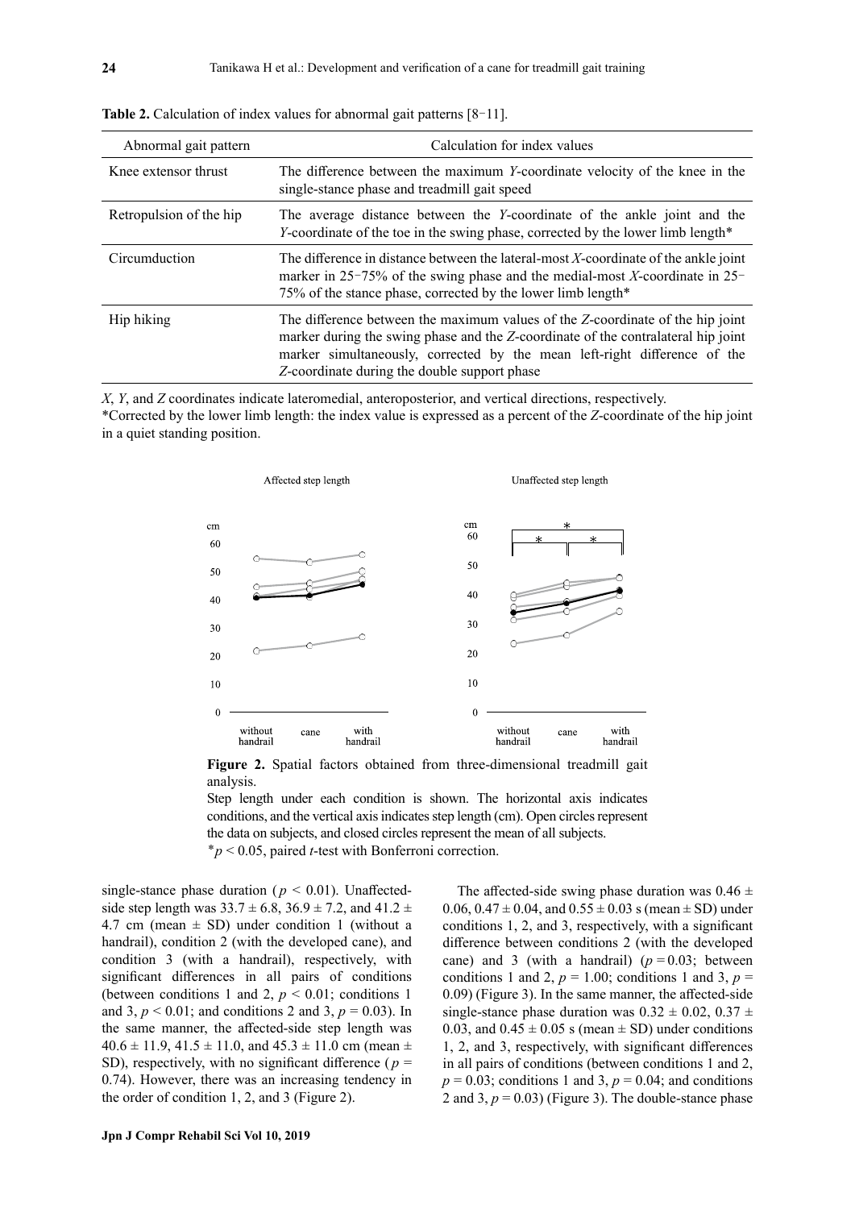**Table 2.** Calculation of index values for abnormal gait patterns [8–11].

| Abnormal gait pattern | Calculation for index values |
|---|---|
| Knee extensor thrust | The difference between the maximum *Y*-coordinate velocity of the knee in the single-stance phase and treadmill gait speed |
| Retropulsion of the hip | The average distance between the *Y*-coordinate of the ankle joint and the *Y*-coordinate of the toe in the swing phase, corrected by the lower limb length* |
| Circumduction | The difference in distance between the lateral-most *X*-coordinate of the ankle joint marker in 25–75% of the swing phase and the medial-most *X*-coordinate in 25–75% of the stance phase, corrected by the lower limb length* |
| Hip hiking | The difference between the maximum values of the *Z*-coordinate of the hip joint marker during the swing phase and the *Z*-coordinate of the contralateral hip joint marker simultaneously, corrected by the mean left-right difference of the *Z*-coordinate during the double support phase |

*X*, *Y*, and *Z* coordinates indicate lateromedial, anteroposterior, and vertical directions, respectively.
*Corrected by the lower limb length: the index value is expressed as a percent of the *Z*-coordinate of the hip joint in a quiet standing position.

**Figure 2.** Spatial factors obtained from three-dimensional treadmill gait analysis.
Step length under each condition is shown. The horizontal axis indicates conditions, and the vertical axis indicates step length (cm). Open circles represent the data on subjects, and closed circles represent the mean of all subjects.
*$p < 0.05$, paired *t*-test with Bonferroni correction.

single-stance phase duration ($p < 0.01$). Unaffected-side step length was $33.7 \pm 6.8$, $36.9 \pm 7.2$, and $41.2 \pm 4.7$ cm (mean $\pm$ SD) under condition 1 (without a handrail), condition 2 (with the developed cane), and condition 3 (with a handrail), respectively, with significant differences in all pairs of conditions (between conditions 1 and 2, $p < 0.01$; conditions 1 and 3, $p < 0.01$; and conditions 2 and 3, $p = 0.03$). In the same manner, the affected-side step length was $40.6 \pm 11.9$, $41.5 \pm 11.0$, and $45.3 \pm 11.0$ cm (mean $\pm$ SD), respectively, with no significant difference ($p = 0.74$). However, there was an increasing tendency in the order of condition 1, 2, and 3 (Figure 2).

The affected-side swing phase duration was $0.46 \pm 0.06$, $0.47 \pm 0.04$, and $0.55 \pm 0.03$ s (mean $\pm$ SD) under conditions 1, 2, and 3, respectively, with a significant difference between conditions 2 (with the developed cane) and 3 (with a handrail) ($p = 0.03$; between conditions 1 and 2, $p = 1.00$; conditions 1 and 3, $p = 0.09$) (Figure 3). In the same manner, the affected-side single-stance phase duration was $0.32 \pm 0.02$, $0.37 \pm 0.03$, and $0.45 \pm 0.05$ s (mean $\pm$ SD) under conditions 1, 2, and 3, respectively, with significant differences in all pairs of conditions (between conditions 1 and 2, $p = 0.03$; conditions 1 and 3, $p = 0.04$; and conditions 2 and 3, $p = 0.03$) (Figure 3). The double-stance phase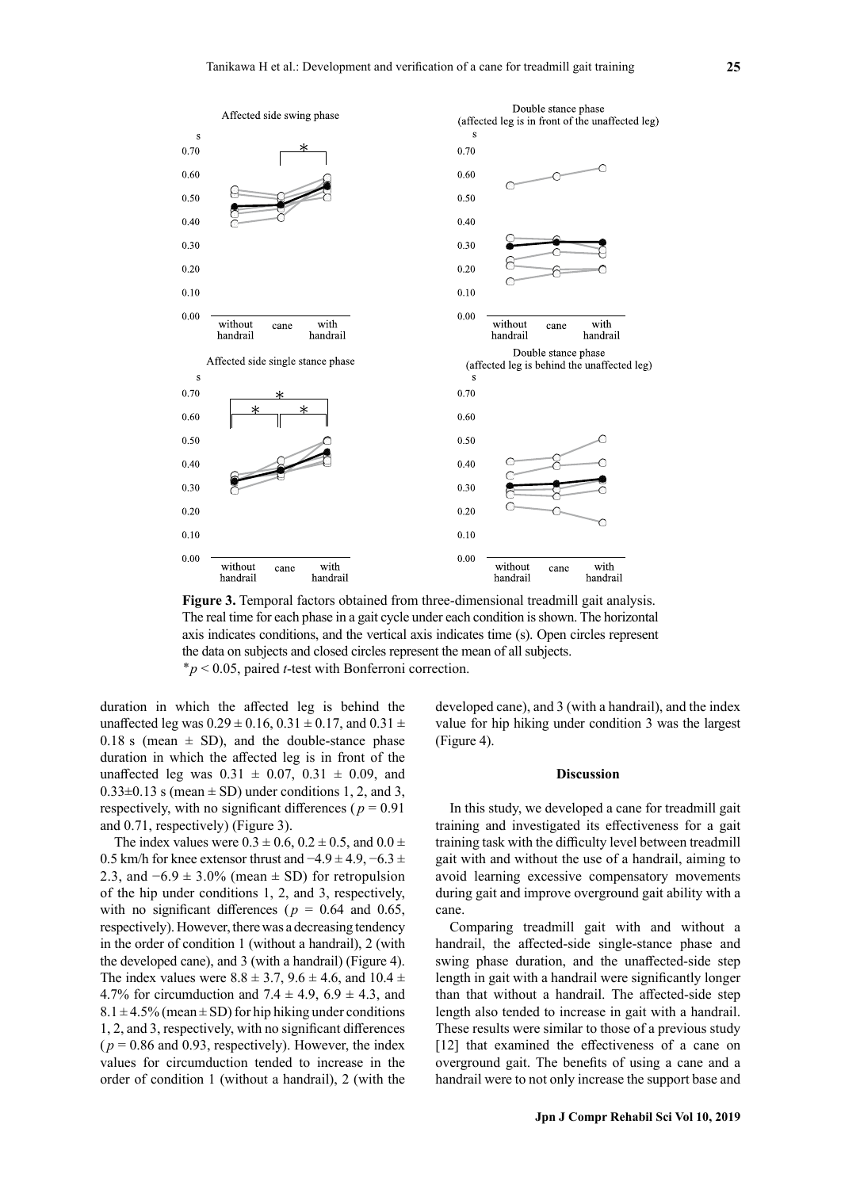**Figure 3.** Temporal factors obtained from three-dimensional treadmill gait analysis. The real time for each phase in a gait cycle under each condition is shown. The horizontal axis indicates conditions, and the vertical axis indicates time (s). Open circles represent the data on subjects and closed circles represent the mean of all subjects.
$^{*}p < 0.05$, paired $t$-test with Bonferroni correction.

duration in which the affected leg is behind the unaffected leg was $0.29 \pm 0.16$, $0.31 \pm 0.17$, and $0.31 \pm 0.18$ s (mean $\pm$ SD), and the double-stance phase duration in which the affected leg is in front of the unaffected leg was $0.31 \pm 0.07$, $0.31 \pm 0.09$, and $0.33 \pm 0.13$ s (mean $\pm$ SD) under conditions 1, 2, and 3, respectively, with no significant differences ($p = 0.91$ and $0.71$, respectively) (Figure 3).

The index values were $0.3 \pm 0.6$, $0.2 \pm 0.5$, and $0.0 \pm 0.5$ km/h for knee extensor thrust and $-4.9 \pm 4.9$, $-6.3 \pm 2.3$, and $-6.9 \pm 3.0$% (mean $\pm$ SD) for retropulsion of the hip under conditions 1, 2, and 3, respectively, with no significant differences ($p = 0.64$ and $0.65$, respectively). However, there was a decreasing tendency in the order of condition 1 (without a handrail), 2 (with the developed cane), and 3 (with a handrail) (Figure 4). The index values were $8.8 \pm 3.7$, $9.6 \pm 4.6$, and $10.4 \pm 4.7$% for circumduction and $7.4 \pm 4.9$, $6.9 \pm 4.3$, and $8.1 \pm 4.5$% (mean $\pm$ SD) for hip hiking under conditions 1, 2, and 3, respectively, with no significant differences ($p = 0.86$ and $0.93$, respectively). However, the index values for circumduction tended to increase in the order of condition 1 (without a handrail), 2 (with the developed cane), and 3 (with a handrail), and the index value for hip hiking under condition 3 was the largest (Figure 4).

## Discussion

In this study, we developed a cane for treadmill gait training and investigated its effectiveness for a gait training task with the difficulty level between treadmill gait with and without the use of a handrail, aiming to avoid learning excessive compensatory movements during gait and improve overground gait ability with a cane.

Comparing treadmill gait with and without a handrail, the affected-side single-stance phase and swing phase duration, and the unaffected-side step length in gait with a handrail were significantly longer than that without a handrail. The affected-side step length also tended to increase in gait with a handrail. These results were similar to those of a previous study [12] that examined the effectiveness of a cane on overground gait. The benefits of using a cane and a handrail were to not only increase the support base and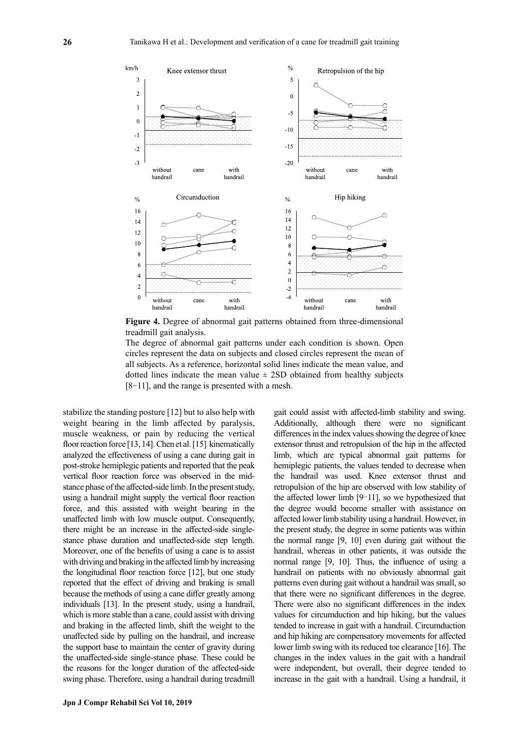**Figure 4.** Degree of abnormal gait patterns obtained from three-dimensional treadmill gait analysis.

The degree of abnormal gait patterns under each condition is shown. Open circles represent the data on subjects and closed circles represent the mean of all subjects. As a reference, horizontal solid lines indicate the mean value, and dotted lines indicate the mean value ± 2SD obtained from healthy subjects [8–11], and the range is presented with a mesh.

stabilize the standing posture [12] but to also help with weight bearing in the limb affected by paralysis, muscle weakness, or pain by reducing the vertical floor reaction force [13, 14]. Chen et al. [15] kinematically analyzed the effectiveness of using a cane during gait in post-stroke hemiplegic patients and reported that the peak vertical floor reaction force was observed in the mid-stance phase of the affected-side limb. In the present study, using a handrail might supply the vertical floor reaction force, and this assisted with weight bearing in the unaffected limb with low muscle output. Consequently, there might be an increase in the affected-side single-stance phase duration and unaffected-side step length. Moreover, one of the benefits of using a cane is to assist with driving and braking in the affected limb by increasing the longitudinal floor reaction force [12], but one study reported that the effect of driving and braking is small because the methods of using a cane differ greatly among individuals [13]. In the present study, using a handrail, which is more stable than a cane, could assist with driving and braking in the affected limb, shift the weight to the unaffected side by pulling on the handrail, and increase the support base to maintain the center of gravity during the unaffected-side single-stance phase. These could be the reasons for the longer duration of the affected-side swing phase. Therefore, using a handrail during treadmill gait could assist with affected-limb stability and swing. Additionally, although there were no significant differences in the index values showing the degree of knee extensor thrust and retropulsion of the hip in the affected limb, which are typical abnormal gait patterns for hemiplegic patients, the values tended to decrease when the handrail was used. Knee extensor thrust and retropulsion of the hip are observed with low stability of the affected lower limb [9–11], so we hypothesized that the degree would become smaller with assistance on affected lower limb stability using a handrail. However, in the present study, the degree in some patients was within the normal range [9, 10] even during gait without the handrail, whereas in other patients, it was outside the normal range [9, 10]. Thus, the influence of using a handrail on patients with no obviously abnormal gait patterns even during gait without a handrail was small, so that there were no significant differences in the degree. There were also no significant differences in the index values for circumduction and hip hiking, but the values tended to increase in gait with a handrail. Circumduction and hip hiking are compensatory movements for affected lower limb swing with its reduced toe clearance [16]. The changes in the index values in the gait with a handrail were independent, but overall, their degree tended to increase in the gait with a handrail. Using a handrail, it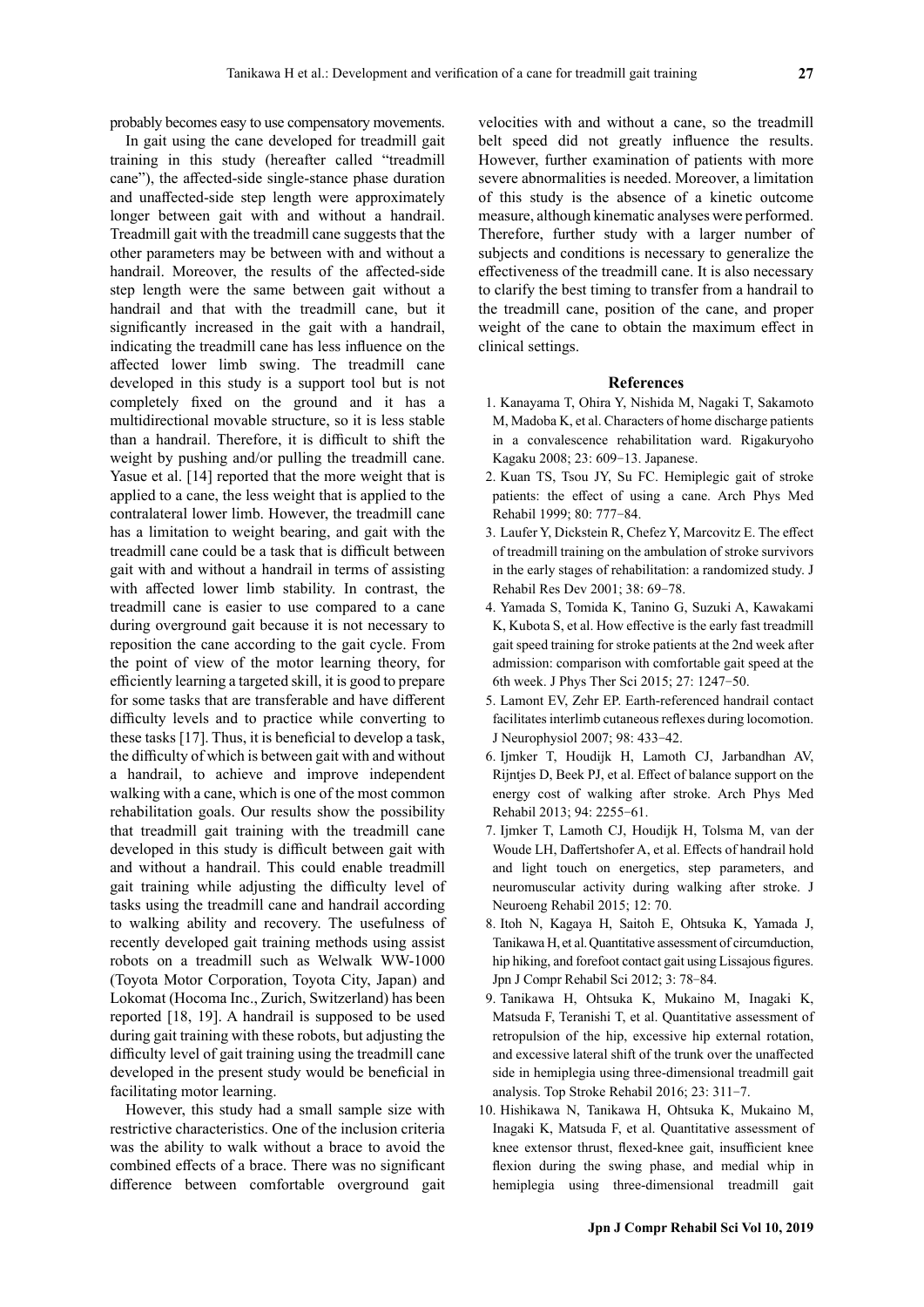probably becomes easy to use compensatory movements.

In gait using the cane developed for treadmill gait training in this study (hereafter called "treadmill cane"), the affected-side single-stance phase duration and unaffected-side step length were approximately longer between gait with and without a handrail. Treadmill gait with the treadmill cane suggests that the other parameters may be between with and without a handrail. Moreover, the results of the affected-side step length were the same between gait without a handrail and that with the treadmill cane, but it significantly increased in the gait with a handrail, indicating the treadmill cane has less influence on the affected lower limb swing. The treadmill cane developed in this study is a support tool but is not completely fixed on the ground and it has a multidirectional movable structure, so it is less stable than a handrail. Therefore, it is difficult to shift the weight by pushing and/or pulling the treadmill cane. Yasue et al. [14] reported that the more weight that is applied to a cane, the less weight that is applied to the contralateral lower limb. However, the treadmill cane has a limitation to weight bearing, and gait with the treadmill cane could be a task that is difficult between gait with and without a handrail in terms of assisting with affected lower limb stability. In contrast, the treadmill cane is easier to use compared to a cane during overground gait because it is not necessary to reposition the cane according to the gait cycle. From the point of view of the motor learning theory, for efficiently learning a targeted skill, it is good to prepare for some tasks that are transferable and have different difficulty levels and to practice while converting to these tasks [17]. Thus, it is beneficial to develop a task, the difficulty of which is between gait with and without a handrail, to achieve and improve independent walking with a cane, which is one of the most common rehabilitation goals. Our results show the possibility that treadmill gait training with the treadmill cane developed in this study is difficult between gait with and without a handrail. This could enable treadmill gait training while adjusting the difficulty level of tasks using the treadmill cane and handrail according to walking ability and recovery. The usefulness of recently developed gait training methods using assist robots on a treadmill such as Welwalk WW-1000 (Toyota Motor Corporation, Toyota City, Japan) and Lokomat (Hocoma Inc., Zurich, Switzerland) has been reported [18, 19]. A handrail is supposed to be used during gait training with these robots, but adjusting the difficulty level of gait training using the treadmill cane developed in the present study would be beneficial in facilitating motor learning.

However, this study had a small sample size with restrictive characteristics. One of the inclusion criteria was the ability to walk without a brace to avoid the combined effects of a brace. There was no significant difference between comfortable overground gait velocities with and without a cane, so the treadmill belt speed did not greatly influence the results. However, further examination of patients with more severe abnormalities is needed. Moreover, a limitation of this study is the absence of a kinetic outcome measure, although kinematic analyses were performed. Therefore, further study with a larger number of subjects and conditions is necessary to generalize the effectiveness of the treadmill cane. It is also necessary to clarify the best timing to transfer from a handrail to the treadmill cane, position of the cane, and proper weight of the cane to obtain the maximum effect in clinical settings.

## References

1. Kanayama T, Ohira Y, Nishida M, Nagaki T, Sakamoto M, Madoba K, et al. Characters of home discharge patients in a convalescence rehabilitation ward. Rigakuryoho Kagaku 2008; 23: 609−13. Japanese.
2. Kuan TS, Tsou JY, Su FC. Hemiplegic gait of stroke patients: the effect of using a cane. Arch Phys Med Rehabil 1999; 80: 777−84.
3. Laufer Y, Dickstein R, Chefez Y, Marcovitz E. The effect of treadmill training on the ambulation of stroke survivors in the early stages of rehabilitation: a randomized study. J Rehabil Res Dev 2001; 38: 69−78.
4. Yamada S, Tomida K, Tanino G, Suzuki A, Kawakami K, Kubota S, et al. How effective is the early fast treadmill gait speed training for stroke patients at the 2nd week after admission: comparison with comfortable gait speed at the 6th week. J Phys Ther Sci 2015; 27: 1247−50.
5. Lamont EV, Zehr EP. Earth-referenced handrail contact facilitates interlimb cutaneous reflexes during locomotion. J Neurophysiol 2007; 98: 433−42.
6. Ijmker T, Houdijk H, Lamoth CJ, Jarbandhan AV, Rijntjes D, Beek PJ, et al. Effect of balance support on the energy cost of walking after stroke. Arch Phys Med Rehabil 2013; 94: 2255−61.
7. Ijmker T, Lamoth CJ, Houdijk H, Tolsma M, van der Woude LH, Daffertshofer A, et al. Effects of handrail hold and light touch on energetics, step parameters, and neuromuscular activity during walking after stroke. J Neuroeng Rehabil 2015; 12: 70.
8. Itoh N, Kagaya H, Saitoh E, Ohtsuka K, Yamada J, Tanikawa H, et al. Quantitative assessment of circumduction, hip hiking, and forefoot contact gait using Lissajous figures. Jpn J Compr Rehabil Sci 2012; 3: 78−84.
9. Tanikawa H, Ohtsuka K, Mukaino M, Inagaki K, Matsuda F, Teranishi T, et al. Quantitative assessment of retropulsion of the hip, excessive hip external rotation, and excessive lateral shift of the trunk over the unaffected side in hemiplegia using three-dimensional treadmill gait analysis. Top Stroke Rehabil 2016; 23: 311−7.
10. Hishikawa N, Tanikawa H, Ohtsuka K, Mukaino M, Inagaki K, Matsuda F, et al. Quantitative assessment of knee extensor thrust, flexed-knee gait, insufficient knee flexion during the swing phase, and medial whip in hemiplegia using three-dimensional treadmill gait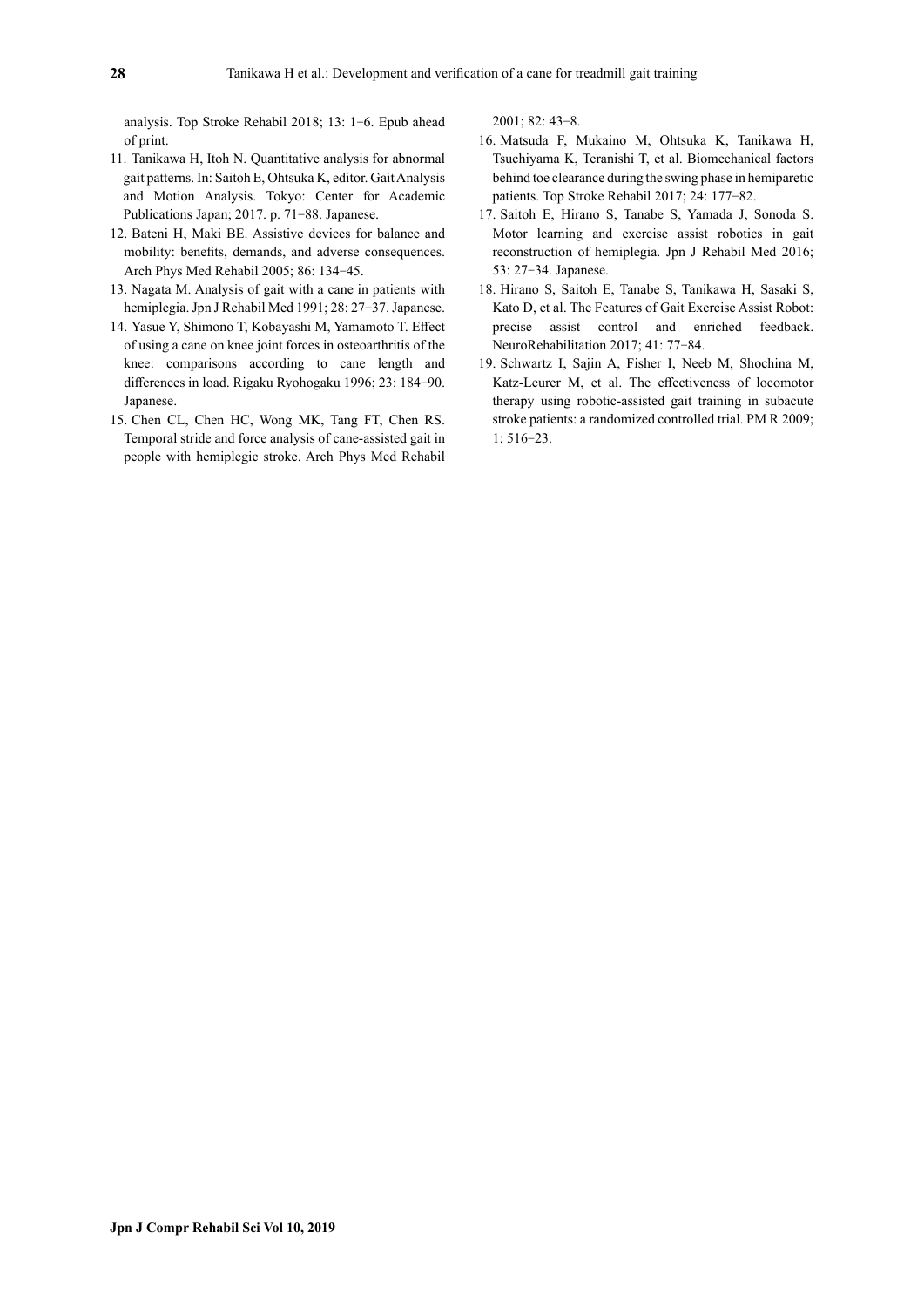analysis. Top Stroke Rehabil 2018; 13: 1−6. Epub ahead of print.

11. Tanikawa H, Itoh N. Quantitative analysis for abnormal gait patterns. In: Saitoh E, Ohtsuka K, editor. Gait Analysis and Motion Analysis. Tokyo: Center for Academic Publications Japan; 2017. p. 71−88. Japanese.
12. Bateni H, Maki BE. Assistive devices for balance and mobility: benefits, demands, and adverse consequences. Arch Phys Med Rehabil 2005; 86: 134−45.
13. Nagata M. Analysis of gait with a cane in patients with hemiplegia. Jpn J Rehabil Med 1991; 28: 27−37. Japanese.
14. Yasue Y, Shimono T, Kobayashi M, Yamamoto T. Effect of using a cane on knee joint forces in osteoarthritis of the knee: comparisons according to cane length and differences in load. Rigaku Ryohogaku 1996; 23: 184−90. Japanese.
15. Chen CL, Chen HC, Wong MK, Tang FT, Chen RS. Temporal stride and force analysis of cane-assisted gait in people with hemiplegic stroke. Arch Phys Med Rehabil 2001; 82: 43−8.
16. Matsuda F, Mukaino M, Ohtsuka K, Tanikawa H, Tsuchiyama K, Teranishi T, et al. Biomechanical factors behind toe clearance during the swing phase in hemiparetic patients. Top Stroke Rehabil 2017; 24: 177−82.
17. Saitoh E, Hirano S, Tanabe S, Yamada J, Sonoda S. Motor learning and exercise assist robotics in gait reconstruction of hemiplegia. Jpn J Rehabil Med 2016; 53: 27−34. Japanese.
18. Hirano S, Saitoh E, Tanabe S, Tanikawa H, Sasaki S, Kato D, et al. The Features of Gait Exercise Assist Robot: precise assist control and enriched feedback. NeuroRehabilitation 2017; 41: 77−84.
19. Schwartz I, Sajin A, Fisher I, Neeb M, Shochina M, Katz-Leurer M, et al. The effectiveness of locomotor therapy using robotic-assisted gait training in subacute stroke patients: a randomized controlled trial. PM R 2009; 1: 516−23.